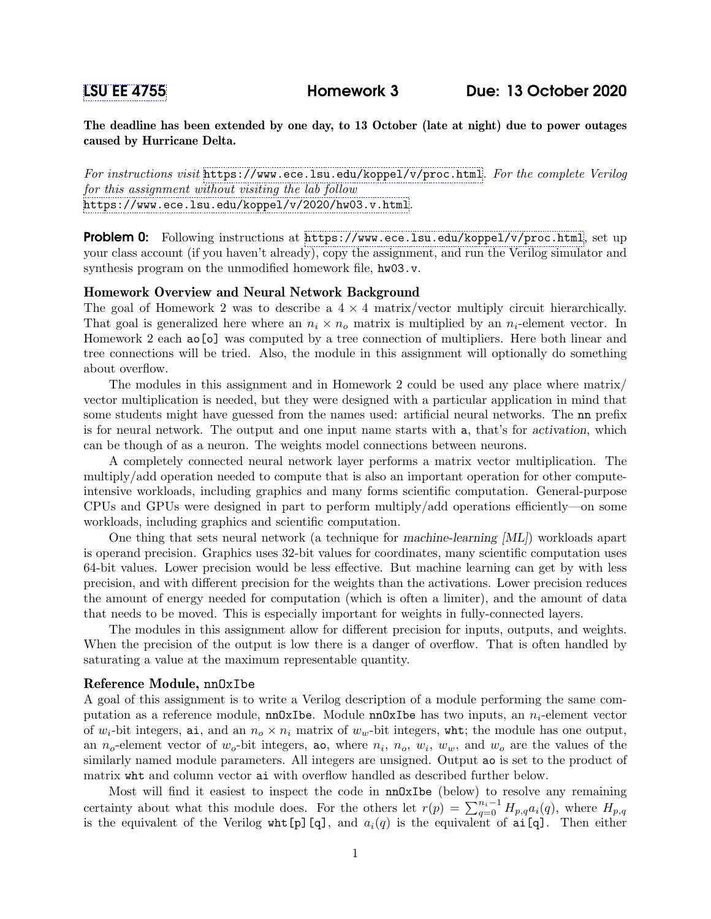# LSU EE 4755 Homework 3 Due: 13 October 2020

**The deadline has been extended by one day, to 13 October (late at night) due to power outages caused by Hurricane Delta.**

*For instructions visit* https://www.ece.lsu.edu/koppel/v/proc.html. *For the complete Verilog for this assignment without visiting the lab follow* https://www.ece.lsu.edu/koppel/v/2020/hw03.v.html.

**Problem 0:** Following instructions at https://www.ece.lsu.edu/koppel/v/proc.html, set up your class account (if you haven't already), copy the assignment, and run the Verilog simulator and synthesis program on the unmodified homework file, `hw03.v`.

### Homework Overview and Neural Network Background

The goal of Homework 2 was to describe a $4 \times 4$ matrix/vector multiply circuit hierarchically. That goal is generalized here where an $n_i \times n_o$ matrix is multiplied by an $n_i$-element vector. In Homework 2 each `ao[o]` was computed by a tree connection of multipliers. Here both linear and tree connections will be tried. Also, the module in this assignment will optionally do something about overflow.

The modules in this assignment and in Homework 2 could be used any place where matrix/vector multiplication is needed, but they were designed with a particular application in mind that some students might have guessed from the names used: artificial neural networks. The `nn` prefix is for neural network. The output and one input name starts with `a`, that's for *activation*, which can be though of as a neuron. The weights model connections between neurons.

A completely connected neural network layer performs a matrix vector multiplication. The multiply/add operation needed to compute that is also an important operation for other compute-intensive workloads, including graphics and many forms scientific computation. General-purpose CPUs and GPUs were designed in part to perform multiply/add operations efficiently—on some workloads, including graphics and scientific computation.

One thing that sets neural network (a technique for *machine-learning [ML]*) workloads apart is operand precision. Graphics uses 32-bit values for coordinates, many scientific computation uses 64-bit values. Lower precision would be less effective. But machine learning can get by with less precision, and with different precision for the weights than the activations. Lower precision reduces the amount of energy needed for computation (which is often a limiter), and the amount of data that needs to be moved. This is especially important for weights in fully-connected layers.

The modules in this assignment allow for different precision for inputs, outputs, and weights. When the precision of the output is low there is a danger of overflow. That is often handled by saturating a value at the maximum representable quantity.

### Reference Module, `nnOxIbe`

A goal of this assignment is to write a Verilog description of a module performing the same computation as a reference module, `nnOxIbe`. Module `nnOxIbe` has two inputs, an $n_i$-element vector of $w_i$-bit integers, `ai`, and an $n_o \times n_i$ matrix of $w_w$-bit integers, `wht`; the module has one output, an $n_o$-element vector of $w_o$-bit integers, `ao`, where $n_i$, $n_o$, $w_i$, $w_w$, and $w_o$ are the values of the similarly named module parameters. All integers are unsigned. Output `ao` is set to the product of matrix `wht` and column vector `ai` with overflow handled as described further below.

Most will find it easiest to inspect the code in `nnOxIbe` (below) to resolve any remaining certainty about what this module does. For the others let $r(p) = \sum_{q=0}^{n_i-1} H_{p,q} a_i(q)$, where $H_{p,q}$ is the equivalent of the Verilog `wht[p][q]`, and $a_i(q)$ is the equivalent of `ai[q]`. Then either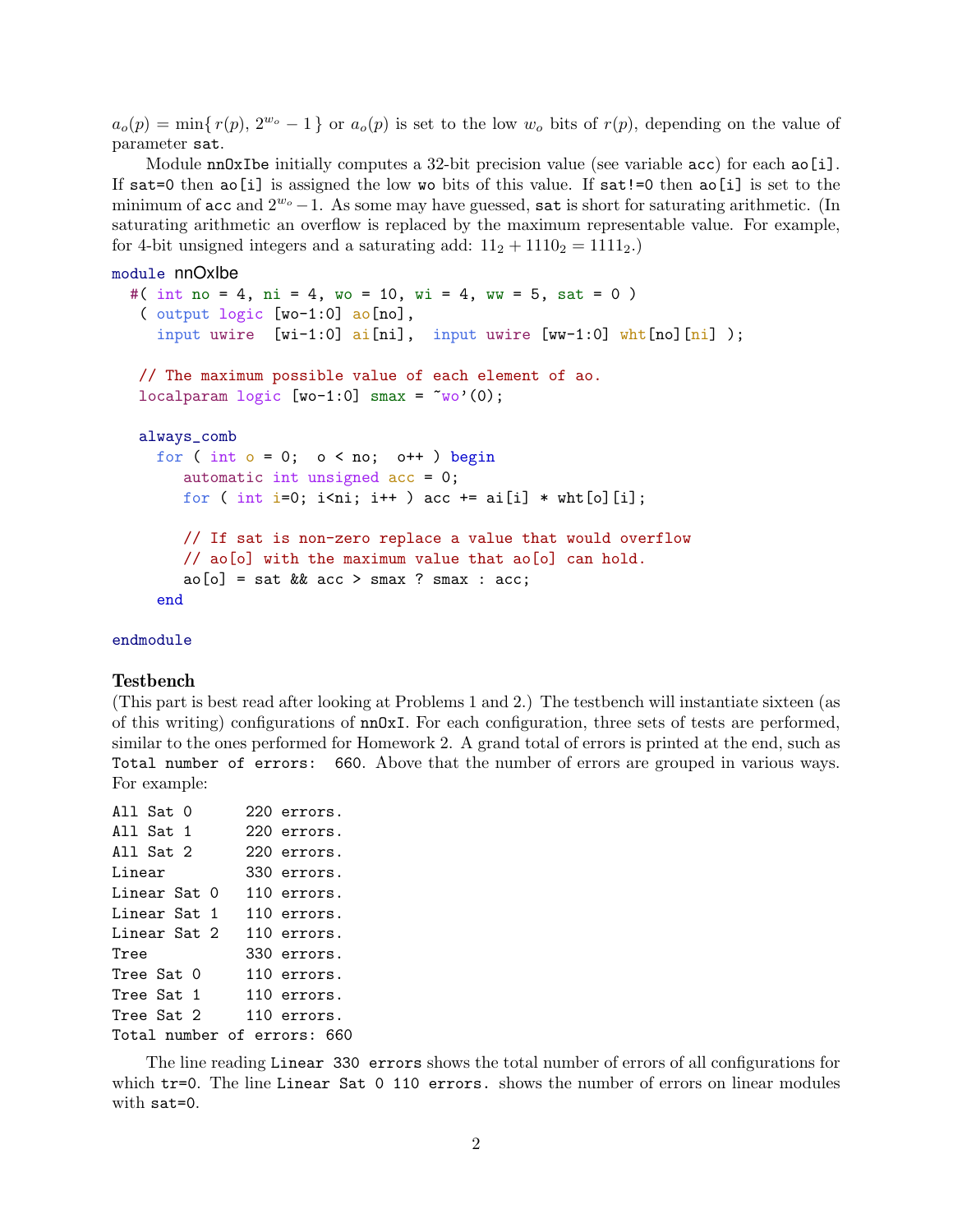$a_o(p) = \min\{ r(p), 2^{w_o} - 1 \}$ or $a_o(p)$ is set to the low $w_o$ bits of $r(p)$, depending on the value of parameter `sat`.

Module `nnOxIbe` initially computes a 32-bit precision value (see variable `acc`) for each `ao[i]`. If `sat=0` then `ao[i]` is assigned the low `wo` bits of this value. If `sat!=0` then `ao[i]` is set to the minimum of `acc` and $2^{w_o} - 1$. As some may have guessed, `sat` is short for saturating arithmetic. (In saturating arithmetic an overflow is replaced by the maximum representable value. For example, for 4-bit unsigned integers and a saturating add: $11_2 + 1110_2 = 1111_2$.)

```
module nnOxIbe
  #( int no = 4, ni = 4, wo = 10, wi = 4, ww = 5, sat = 0 )
   ( output logic [wo-1:0] ao[no],
     input uwire  [wi-1:0] ai[ni],  input uwire [ww-1:0] wht[no][ni] );

   // The maximum possible value of each element of ao.
   localparam logic [wo-1:0] smax = ~wo'(0);

   always_comb
     for ( int o = 0;  o < no;  o++ ) begin
        automatic int unsigned acc = 0;
        for ( int i=0; i<ni; i++ ) acc += ai[i] * wht[o][i];

        // If sat is non-zero replace a value that would overflow
        // ao[o] with the maximum value that ao[o] can hold.
        ao[o] = sat && acc > smax ? smax : acc;
     end

endmodule
```

### Testbench

(This part is best read after looking at Problems 1 and 2.) The testbench will instantiate sixteen (as of this writing) configurations of `nnOxI`. For each configuration, three sets of tests are performed, similar to the ones performed for Homework 2. A grand total of errors is printed at the end, such as `Total number of errors:  660`. Above that the number of errors are grouped in various ways. For example:

```
All Sat 0      220 errors.
All Sat 1      220 errors.
All Sat 2      220 errors.
Linear         330 errors.
Linear Sat 0   110 errors.
Linear Sat 1   110 errors.
Linear Sat 2   110 errors.
Tree           330 errors.
Tree Sat 0     110 errors.
Tree Sat 1     110 errors.
Tree Sat 2     110 errors.
Total number of errors: 660
```

The line reading `Linear 330 errors` shows the total number of errors of all configurations for which `tr=0`. The line `Linear Sat 0 110 errors.` shows the number of errors on linear modules with `sat=0`.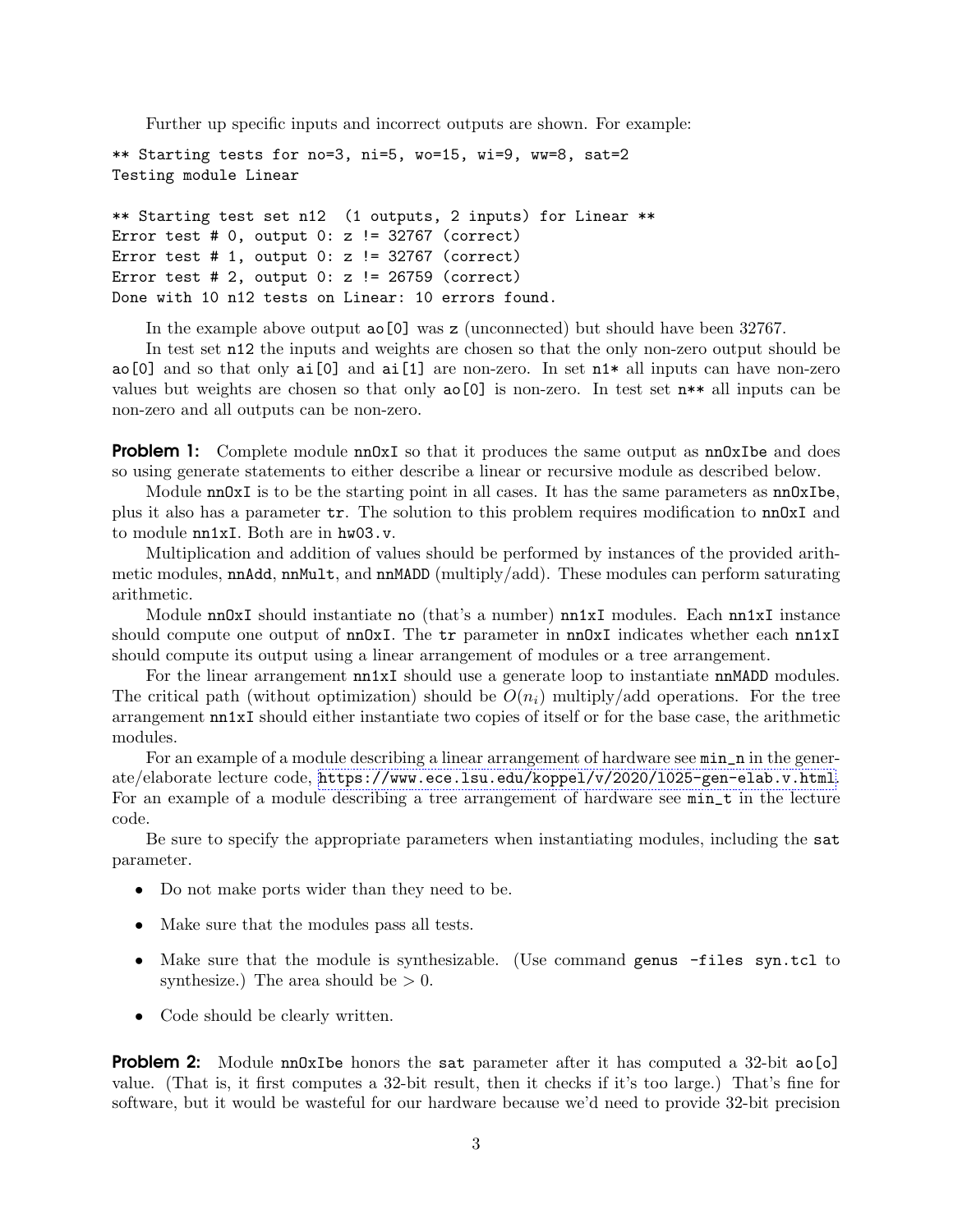Further up specific inputs and incorrect outputs are shown. For example:

```
** Starting tests for no=3, ni=5, wo=15, wi=9, ww=8, sat=2
Testing module Linear

** Starting test set n12  (1 outputs, 2 inputs) for Linear **
Error test # 0, output 0: z != 32767 (correct)
Error test # 1, output 0: z != 32767 (correct)
Error test # 2, output 0: z != 26759 (correct)
Done with 10 n12 tests on Linear: 10 errors found.
```

In the example above output `ao[0]` was `z` (unconnected) but should have been 32767.

In test set `n12` the inputs and weights are chosen so that the only non-zero output should be `ao[0]` and so that only `ai[0]` and `ai[1]` are non-zero. In set `n1*` all inputs can have non-zero values but weights are chosen so that only `ao[0]` is non-zero. In test set `n**` all inputs can be non-zero and all outputs can be non-zero.

**Problem 1:** Complete module `nnOxI` so that it produces the same output as `nnOxIbe` and does so using generate statements to either describe a linear or recursive module as described below.

Module `nnOxI` is to be the starting point in all cases. It has the same parameters as `nnOxIbe`, plus it also has a parameter `tr`. The solution to this problem requires modification to `nnOxI` and to module `nn1xI`. Both are in `hw03.v`.

Multiplication and addition of values should be performed by instances of the provided arithmetic modules, `nnAdd`, `nnMult`, and `nnMADD` (multiply/add). These modules can perform saturating arithmetic.

Module `nnOxI` should instantiate `no` (that's a number) `nn1xI` modules. Each `nn1xI` instance should compute one output of `nnOxI`. The `tr` parameter in `nnOxI` indicates whether each `nn1xI` should compute its output using a linear arrangement of modules or a tree arrangement.

For the linear arrangement `nn1xI` should use a generate loop to instantiate `nnMADD` modules. The critical path (without optimization) should be $O(n_i)$ multiply/add operations. For the tree arrangement `nn1xI` should either instantiate two copies of itself or for the base case, the arithmetic modules.

For an example of a module describing a linear arrangement of hardware see `min_n` in the generate/elaborate lecture code, https://www.ece.lsu.edu/koppel/v/2020/l025-gen-elab.v.html. For an example of a module describing a tree arrangement of hardware see `min_t` in the lecture code.

Be sure to specify the appropriate parameters when instantiating modules, including the `sat` parameter.

- Do not make ports wider than they need to be.
- Make sure that the modules pass all tests.
- Make sure that the module is synthesizable. (Use command `genus -files syn.tcl` to synthesize.) The area should be $> 0$.
- Code should be clearly written.

**Problem 2:** Module `nnOxIbe` honors the `sat` parameter after it has computed a 32-bit `ao[o]` value. (That is, it first computes a 32-bit result, then it checks if it's too large.) That's fine for software, but it would be wasteful for our hardware because we'd need to provide 32-bit precision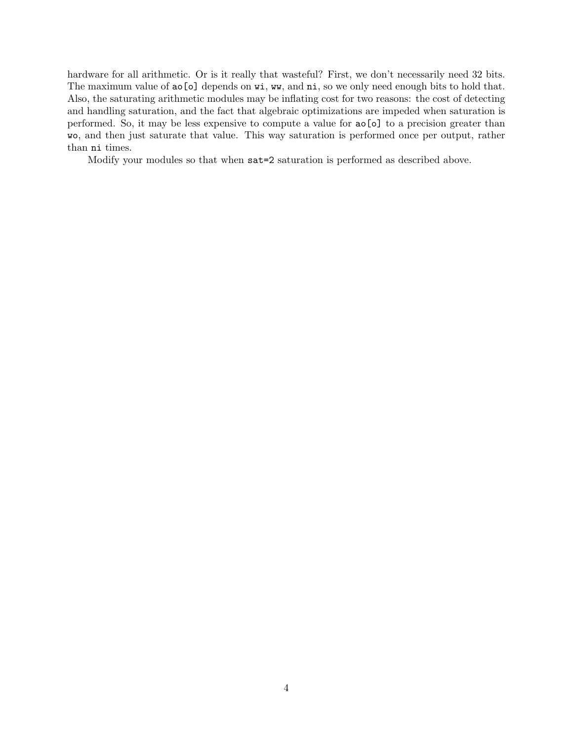hardware for all arithmetic. Or is it really that wasteful? First, we don't necessarily need 32 bits. The maximum value of `ao[o]` depends on `wi`, `ww`, and `ni`, so we only need enough bits to hold that. Also, the saturating arithmetic modules may be inflating cost for two reasons: the cost of detecting and handling saturation, and the fact that algebraic optimizations are impeded when saturation is performed. So, it may be less expensive to compute a value for `ao[o]` to a precision greater than `wo`, and then just saturate that value. This way saturation is performed once per output, rather than `ni` times.

Modify your modules so that when `sat=2` saturation is performed as described above.